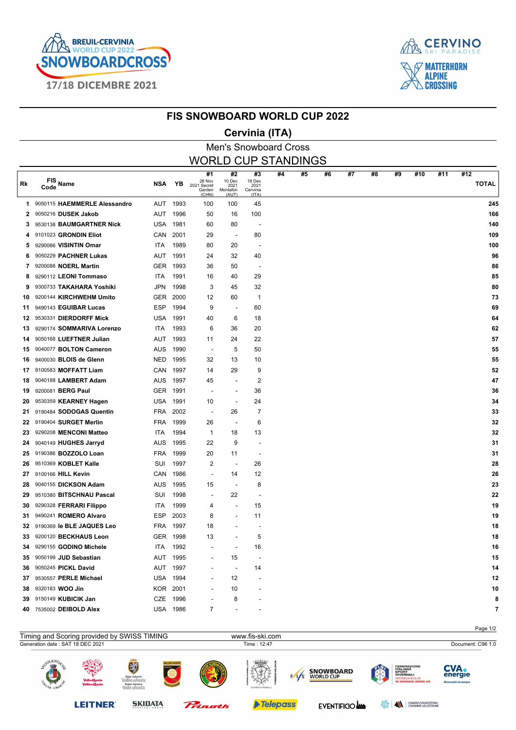# FIS SNOWBOARD WORLD CUP 2022

## Cervinia (ITA)

### Men's Snowboard Cross

### WORLD CUP STANDINGS

| Rk | FIS Code | Name | NSA | YB | #1 28 Nov 2021 Secret Garden (CHN) | #2 10 Dec 2021 Montafon (AUT) | #3 18 Dec 2021 Cervinia (ITA) | #4 | #5 | #6 | #7 | #8 | #9 | #10 | #11 | #12 | TOTAL |
|---|---|---|---|---|---|---|---|---|---|---|---|---|---|---|---|---|---|
| 1 | 9050115 | **HAEMMERLE Alessandro** | AUT | 1993 | 100 | 100 | 45 | | | | | | | | | | **245** |
| 2 | 9050216 | **DUSEK Jakob** | AUT | 1996 | 50 | 16 | 100 | | | | | | | | | | **166** |
| 3 | 9530138 | **BAUMGARTNER Nick** | USA | 1981 | 60 | 80 | - | | | | | | | | | | **140** |
| 4 | 9101023 | **GRONDIN Eliot** | CAN | 2001 | 29 | - | 80 | | | | | | | | | | **109** |
| 5 | 9290066 | **VISINTIN Omar** | ITA | 1989 | 80 | 20 | - | | | | | | | | | | **100** |
| 6 | 9050229 | **PACHNER Lukas** | AUT | 1991 | 24 | 32 | 40 | | | | | | | | | | **96** |
| 7 | 9200088 | **NOERL Martin** | GER | 1993 | 36 | 50 | - | | | | | | | | | | **86** |
| 8 | 9290112 | **LEONI Tommaso** | ITA | 1991 | 16 | 40 | 29 | | | | | | | | | | **85** |
| 9 | 9300733 | **TAKAHARA Yoshiki** | JPN | 1998 | 3 | 45 | 32 | | | | | | | | | | **80** |
| 10 | 9200144 | **KIRCHWEHM Umito** | GER | 2000 | 12 | 60 | 1 | | | | | | | | | | **73** |
| 11 | 9490143 | **EGUIBAR Lucas** | ESP | 1994 | 9 | - | 60 | | | | | | | | | | **69** |
| 12 | 9530331 | **DIERDORFF Mick** | USA | 1991 | 40 | 6 | 18 | | | | | | | | | | **64** |
| 13 | 9290174 | **SOMMARIVA Lorenzo** | ITA | 1993 | 6 | 36 | 20 | | | | | | | | | | **62** |
| 14 | 9050168 | **LUEFTNER Julian** | AUT | 1993 | 11 | 24 | 22 | | | | | | | | | | **57** |
| 15 | 9040077 | **BOLTON Cameron** | AUS | 1990 | - | 5 | 50 | | | | | | | | | | **55** |
| 16 | 9400030 | **BLOIS de Glenn** | NED | 1995 | 32 | 13 | 10 | | | | | | | | | | **55** |
| 17 | 9100583 | **MOFFATT Liam** | CAN | 1997 | 14 | 29 | 9 | | | | | | | | | | **52** |
| 18 | 9040188 | **LAMBERT Adam** | AUS | 1997 | 45 | - | 2 | | | | | | | | | | **47** |
| 19 | 9200081 | **BERG Paul** | GER | 1991 | - | - | 36 | | | | | | | | | | **36** |
| 20 | 9530359 | **KEARNEY Hagen** | USA | 1991 | 10 | - | 24 | | | | | | | | | | **34** |
| 21 | 9190484 | **SODOGAS Quentin** | FRA | 2002 | - | 26 | 7 | | | | | | | | | | **33** |
| 22 | 9190404 | **SURGET Merlin** | FRA | 1999 | 26 | - | 6 | | | | | | | | | | **32** |
| 23 | 9290208 | **MENCONI Matteo** | ITA | 1994 | 1 | 18 | 13 | | | | | | | | | | **32** |
| 24 | 9040149 | **HUGHES Jarryd** | AUS | 1995 | 22 | 9 | - | | | | | | | | | | **31** |
| 25 | 9190386 | **BOZZOLO Loan** | FRA | 1999 | 20 | 11 | - | | | | | | | | | | **31** |
| 26 | 9510369 | **KOBLET Kalle** | SUI | 1997 | 2 | - | 26 | | | | | | | | | | **28** |
| 27 | 9100166 | **HILL Kevin** | CAN | 1986 | - | 14 | 12 | | | | | | | | | | **26** |
| 28 | 9040155 | **DICKSON Adam** | AUS | 1995 | 15 | - | 8 | | | | | | | | | | **23** |
| 29 | 9510380 | **BITSCHNAU Pascal** | SUI | 1998 | - | 22 | - | | | | | | | | | | **22** |
| 30 | 9290328 | **FERRARI Filippo** | ITA | 1999 | 4 | - | 15 | | | | | | | | | | **19** |
| 31 | 9490241 | **ROMERO Alvaro** | ESP | 2003 | 8 | - | 11 | | | | | | | | | | **19** |
| 32 | 9190369 | **le BLE JAQUES Leo** | FRA | 1997 | 18 | - | - | | | | | | | | | | **18** |
| 33 | 9200120 | **BECKHAUS Leon** | GER | 1998 | 13 | - | 5 | | | | | | | | | | **18** |
| 34 | 9290155 | **GODINO Michele** | ITA | 1992 | - | - | 16 | | | | | | | | | | **16** |
| 35 | 9050199 | **JUD Sebastian** | AUT | 1995 | - | 15 | - | | | | | | | | | | **15** |
| 36 | 9050245 | **PICKL David** | AUT | 1997 | - | - | 14 | | | | | | | | | | **14** |
| 37 | 9530557 | **PERLE Michael** | USA | 1994 | - | 12 | - | | | | | | | | | | **12** |
| 38 | 9320183 | **WOO Jin** | KOR | 2001 | - | 10 | - | | | | | | | | | | **10** |
| 39 | 9150149 | **KUBICIK Jan** | CZE | 1996 | - | 8 | - | | | | | | | | | | **8** |
| 40 | 7535002 | **DEIBOLD Alex** | USA | 1986 | 7 | - | - | | | | | | | | | | **7** |

Timing and Scoring provided by SWISS TIMING www.fis-ski.com

Generation date : SAT 18 DEC 2021 Time : 12:47 Document: C96 1.0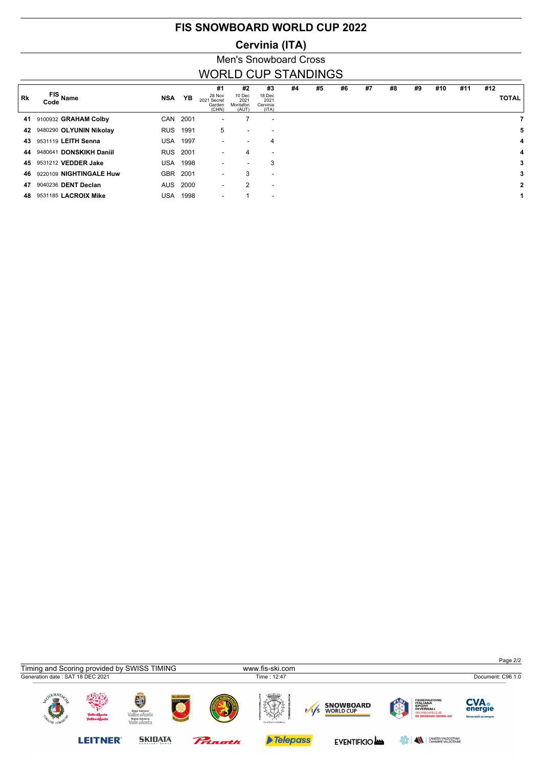# FIS SNOWBOARD WORLD CUP 2022

## Cervinia (ITA)

### Men's Snowboard Cross

## WORLD CUP STANDINGS

| Rk | FIS Code | Name | NSA | YB | #1 28 Nov 2021 Secret Garden (CHN) | #2 10 Dec 2021 Montafon (AUT) | #3 18 Dec 2021 Cervinia (ITA) | #4 | #5 | #6 | #7 | #8 | #9 | #10 | #11 | #12 | TOTAL |
|---|---|---|---|---|---|---|---|---|---|---|---|---|---|---|---|---|---|
| 41 | 9100932 | **GRAHAM Colby** | CAN | 2001 | - | 7 | - | | | | | | | | | | **7** |
| 42 | 9480290 | **OLYUNIN Nikolay** | RUS | 1991 | 5 | - | - | | | | | | | | | | **5** |
| 43 | 9531119 | **LEITH Senna** | USA | 1997 | - | - | 4 | | | | | | | | | | **4** |
| 44 | 9480641 | **DONSKIKH Daniil** | RUS | 2001 | - | 4 | - | | | | | | | | | | **4** |
| 45 | 9531212 | **VEDDER Jake** | USA | 1998 | - | - | 3 | | | | | | | | | | **3** |
| 46 | 9220109 | **NIGHTINGALE Huw** | GBR | 2001 | - | 3 | - | | | | | | | | | | **3** |
| 47 | 9040236 | **DENT Declan** | AUS | 2000 | - | 2 | - | | | | | | | | | | **2** |
| 48 | 9531185 | **LACROIX Mike** | USA | 1998 | - | 1 | - | | | | | | | | | | **1** |

Timing and Scoring provided by SWISS TIMING — www.fis-ski.com

Generation date : SAT 18 DEC 2021 — Time : 12:47 — Document: C96 1.0